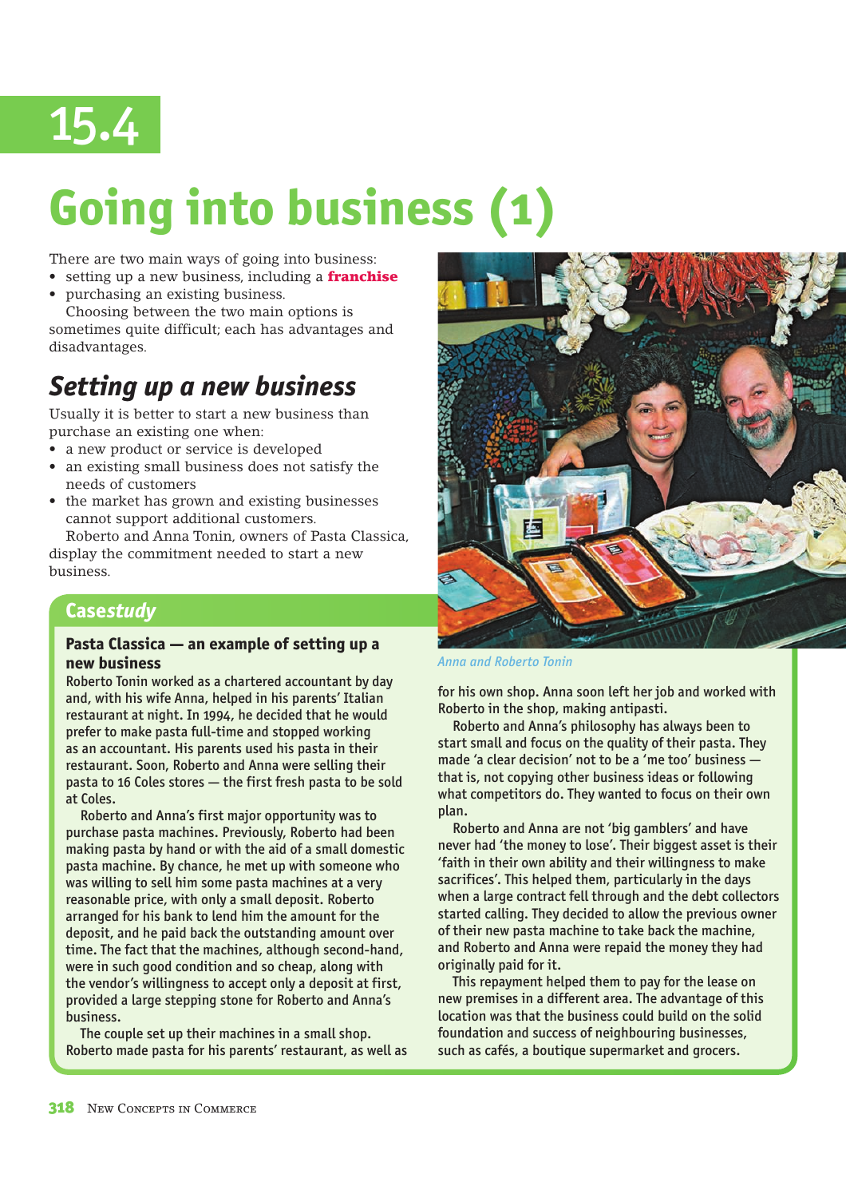# 15.4

# Going into business (1)

There are two main ways of going into business:

- setting up a new business, including a **franchise**
- purchasing an existing business.

Choosing between the two main options is sometimes quite difficult; each has advantages and disadvantages.

## *Setting up a new business*

Usually it is better to start a new business than purchase an existing one when:

- a new product or service is developed
- an existing small business does not satisfy the needs of customers
- the market has grown and existing businesses cannot support additional customers.

Roberto and Anna Tonin, owners of Pasta Classica, display the commitment needed to start a new business.

### Case*study*

**Pasta Classica — an example of setting up a new business**

Roberto Tonin worked as a chartered accountant by day and, with his wife Anna, helped in his parents' Italian restaurant at night. In 1994, he decided that he would prefer to make pasta full-time and stopped working as an accountant. His parents used his pasta in their restaurant. Soon, Roberto and Anna were selling their pasta to 16 Coles stores — the first fresh pasta to be sold at Coles.

Roberto and Anna's first major opportunity was to purchase pasta machines. Previously, Roberto had been making pasta by hand or with the aid of a small domestic pasta machine. By chance, he met up with someone who was willing to sell him some pasta machines at a very reasonable price, with only a small deposit. Roberto arranged for his bank to lend him the amount for the deposit, and he paid back the outstanding amount over time. The fact that the machines, although second-hand, were in such good condition and so cheap, along with the vendor's willingness to accept only a deposit at first, provided a large stepping stone for Roberto and Anna's business.

The couple set up their machines in a small shop. Roberto made pasta for his parents' restaurant, as well as for his own shop. Anna soon left her job and worked with Roberto in the shop, making antipasti.

Anna and Roberto Tonin

Roberto and Anna's philosophy has always been to start small and focus on the quality of their pasta. They made 'a clear decision' not to be a 'me too' business — that is, not copying other business ideas or following what competitors do. They wanted to focus on their own plan.

Roberto and Anna are not 'big gamblers' and have never had 'the money to lose'. Their biggest asset is their 'faith in their own ability and their willingness to make sacrifices'. This helped them, particularly in the days when a large contract fell through and the debt collectors started calling. They decided to allow the previous owner of their new pasta machine to take back the machine, and Roberto and Anna were repaid the money they had originally paid for it.

This repayment helped them to pay for the lease on new premises in a different area. The advantage of this location was that the business could build on the solid foundation and success of neighbouring businesses, such as cafés, a boutique supermarket and grocers.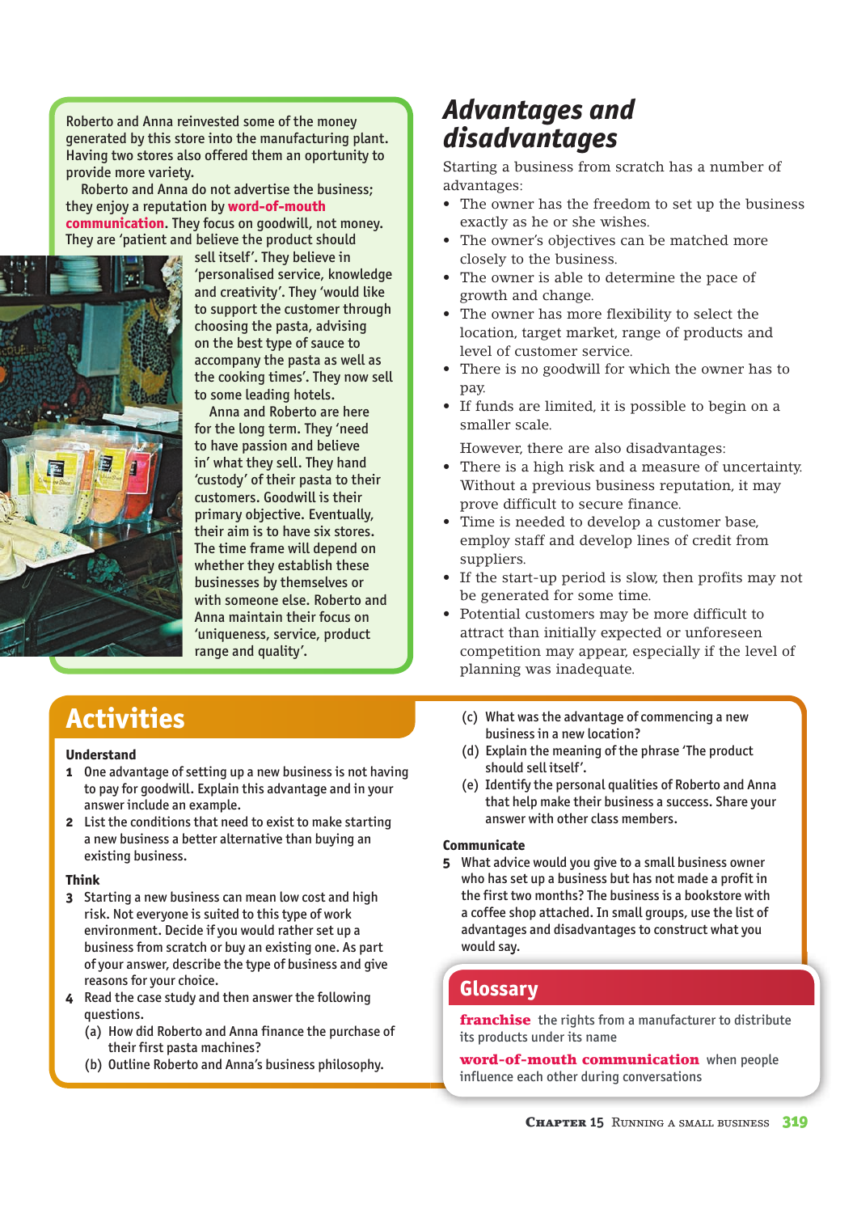Roberto and Anna reinvested some of the money generated by this store into the manufacturing plant. Having two stores also offered them an opportunity to provide more variety.

Roberto and Anna do not advertise the business; they enjoy a reputation by **word-of-mouth communication**. They focus on goodwill, not money. They are 'patient and believe the product should sell itself'. They believe in 'personalised service, knowledge and creativity'. They 'would like to support the customer through choosing the pasta, advising on the best type of sauce to accompany the pasta as well as the cooking times'. They now sell to some leading hotels.

Anna and Roberto are here for the long term. They 'need to have passion and believe in' what they sell. They hand 'custody' of their pasta to their customers. Goodwill is their primary objective. Eventually, their aim is to have six stores. The time frame will depend on whether they establish these businesses by themselves or with someone else. Roberto and Anna maintain their focus on 'uniqueness, service, product range and quality'.

## *Advantages and disadvantages*

Starting a business from scratch has a number of advantages:

- The owner has the freedom to set up the business exactly as he or she wishes.
- The owner's objectives can be matched more closely to the business.
- The owner is able to determine the pace of growth and change.
- The owner has more flexibility to select the location, target market, range of products and level of customer service.
- There is no goodwill for which the owner has to pay.
- If funds are limited, it is possible to begin on a smaller scale.

However, there are also disadvantages:

- There is a high risk and a measure of uncertainty. Without a previous business reputation, it may prove difficult to secure finance.
- Time is needed to develop a customer base, employ staff and develop lines of credit from suppliers.
- If the start-up period is slow, then profits may not be generated for some time.
- Potential customers may be more difficult to attract than initially expected or unforeseen competition may appear, especially if the level of planning was inadequate.

## Activities

### Understand

1. One advantage of setting up a new business is not having to pay for goodwill. Explain this advantage and in your answer include an example.
2. List the conditions that need to exist to make starting a new business a better alternative than buying an existing business.

### Think

3. Starting a new business can mean low cost and high risk. Not everyone is suited to this type of work environment. Decide if you would rather set up a business from scratch or buy an existing one. As part of your answer, describe the type of business and give reasons for your choice.
4. Read the case study and then answer the following questions.
   (a) How did Roberto and Anna finance the purchase of their first pasta machines?
   (b) Outline Roberto and Anna's business philosophy.
   (c) What was the advantage of commencing a new business in a new location?
   (d) Explain the meaning of the phrase 'The product should sell itself'.
   (e) Identify the personal qualities of Roberto and Anna that help make their business a success. Share your answer with other class members.

### Communicate

5. What advice would you give to a small business owner who has set up a business but has not made a profit in the first two months? The business is a bookstore with a coffee shop attached. In small groups, use the list of advantages and disadvantages to construct what you would say.

## Glossary

**franchise** the rights from a manufacturer to distribute its products under its name

**word-of-mouth communication** when people influence each other during conversations